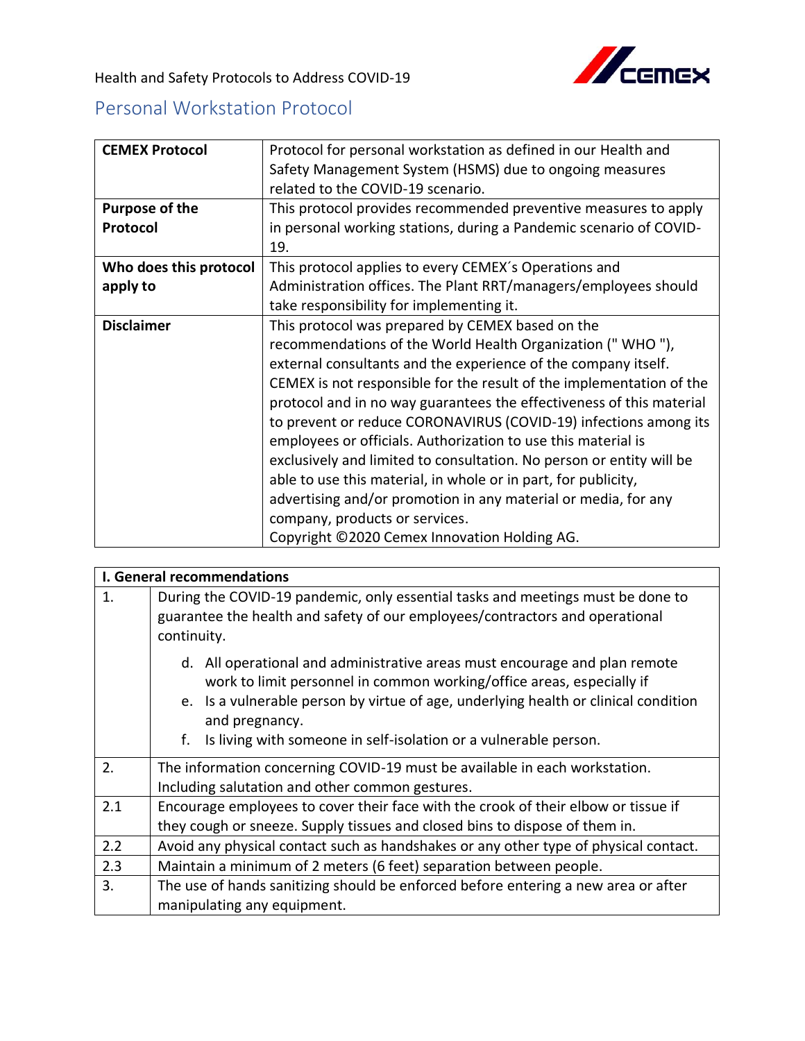Health and Safety Protocols to Address COVID-19

## Personal Workstation Protocol

| **CEMEX Protocol** | Protocol for personal workstation as defined in our Health and Safety Management System (HSMS) due to ongoing measures related to the COVID-19 scenario. |
|---|---|
| **Purpose of the Protocol** | This protocol provides recommended preventive measures to apply in personal working stations, during a Pandemic scenario of COVID-19. |
| **Who does this protocol apply to** | This protocol applies to every CEMEX´s Operations and Administration offices. The Plant RRT/managers/employees should take responsibility for implementing it. |
| **Disclaimer** | This protocol was prepared by CEMEX based on the recommendations of the World Health Organization (" WHO "), external consultants and the experience of the company itself. CEMEX is not responsible for the result of the implementation of the protocol and in no way guarantees the effectiveness of this material to prevent or reduce CORONAVIRUS (COVID-19) infections among its employees or officials. Authorization to use this material is exclusively and limited to consultation. No person or entity will be able to use this material, in whole or in part, for publicity, advertising and/or promotion in any material or media, for any company, products or services.<br>Copyright ©2020 Cemex Innovation Holding AG. |

| **I. General recommendations** | |
|---|---|
| 1. | During the COVID-19 pandemic, only essential tasks and meetings must be done to guarantee the health and safety of our employees/contractors and operational continuity.<br>d. All operational and administrative areas must encourage and plan remote work to limit personnel in common working/office areas, especially if<br>e. Is a vulnerable person by virtue of age, underlying health or clinical condition and pregnancy.<br>f. Is living with someone in self-isolation or a vulnerable person. |
| 2. | The information concerning COVID-19 must be available in each workstation. Including salutation and other common gestures. |
| 2.1 | Encourage employees to cover their face with the crook of their elbow or tissue if they cough or sneeze. Supply tissues and closed bins to dispose of them in. |
| 2.2 | Avoid any physical contact such as handshakes or any other type of physical contact. |
| 2.3 | Maintain a minimum of 2 meters (6 feet) separation between people. |
| 3. | The use of hands sanitizing should be enforced before entering a new area or after manipulating any equipment. |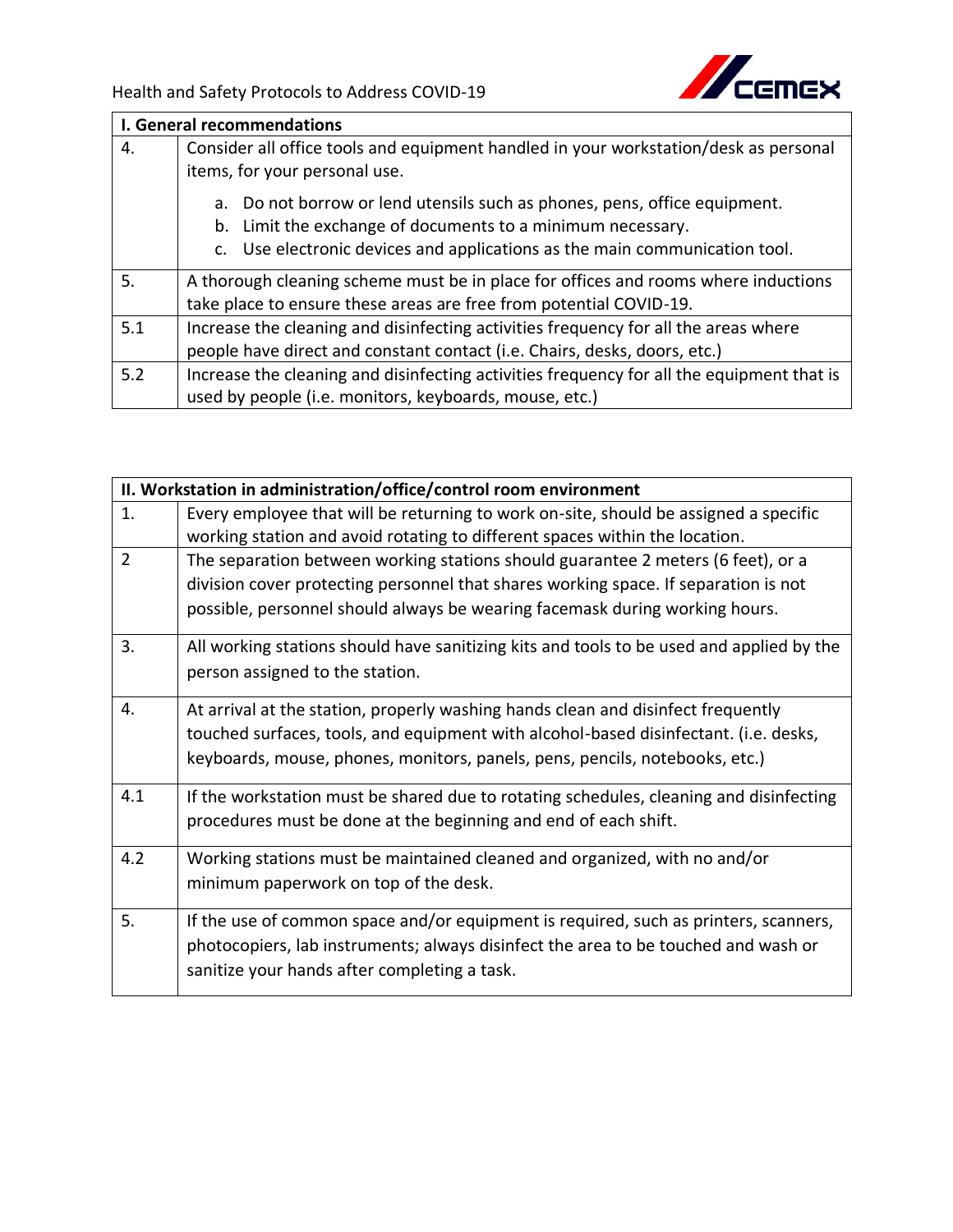| I. General recommendations | |
| --- | --- |
| 4. | Consider all office tools and equipment handled in your workstation/desk as personal items, for your personal use.<br>a. Do not borrow or lend utensils such as phones, pens, office equipment.<br>b. Limit the exchange of documents to a minimum necessary.<br>c. Use electronic devices and applications as the main communication tool. |
| 5. | A thorough cleaning scheme must be in place for offices and rooms where inductions take place to ensure these areas are free from potential COVID-19. |
| 5.1 | Increase the cleaning and disinfecting activities frequency for all the areas where people have direct and constant contact (i.e. Chairs, desks, doors, etc.) |
| 5.2 | Increase the cleaning and disinfecting activities frequency for all the equipment that is used by people (i.e. monitors, keyboards, mouse, etc.) |

| II. Workstation in administration/office/control room environment | |
| --- | --- |
| 1. | Every employee that will be returning to work on-site, should be assigned a specific working station and avoid rotating to different spaces within the location. |
| 2 | The separation between working stations should guarantee 2 meters (6 feet), or a division cover protecting personnel that shares working space. If separation is not possible, personnel should always be wearing facemask during working hours. |
| 3. | All working stations should have sanitizing kits and tools to be used and applied by the person assigned to the station. |
| 4. | At arrival at the station, properly washing hands clean and disinfect frequently touched surfaces, tools, and equipment with alcohol-based disinfectant. (i.e. desks, keyboards, mouse, phones, monitors, panels, pens, pencils, notebooks, etc.) |
| 4.1 | If the workstation must be shared due to rotating schedules, cleaning and disinfecting procedures must be done at the beginning and end of each shift. |
| 4.2 | Working stations must be maintained cleaned and organized, with no and/or minimum paperwork on top of the desk. |
| 5. | If the use of common space and/or equipment is required, such as printers, scanners, photocopiers, lab instruments; always disinfect the area to be touched and wash or sanitize your hands after completing a task. |